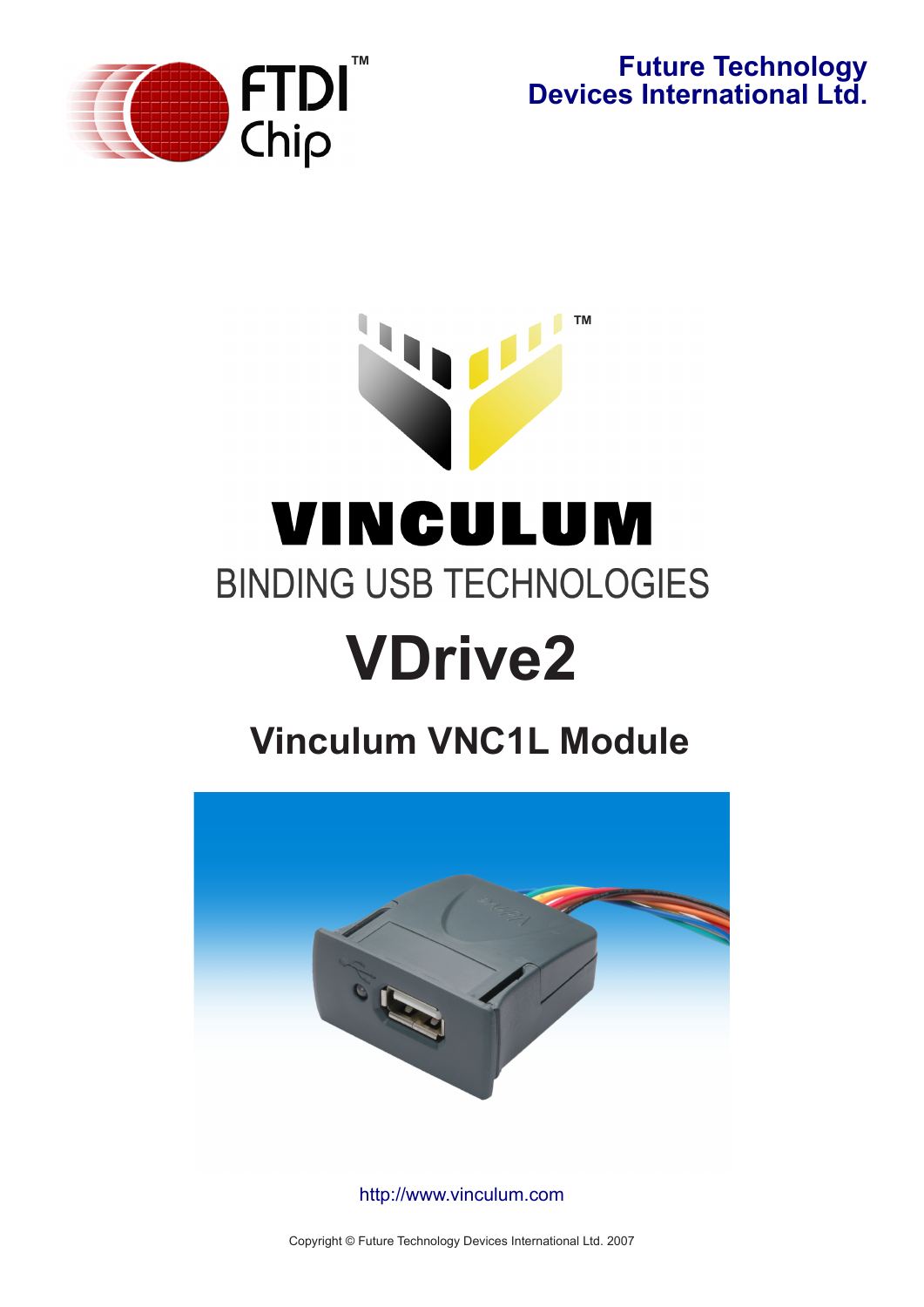**Future Technology Devices International Ltd.**

VINCULUM

BINDING USB TECHNOLOGIES

# VDrive2

## Vinculum VNC1L Module

http://www.vinculum.com

Copyright © Future Technology Devices International Ltd. 2007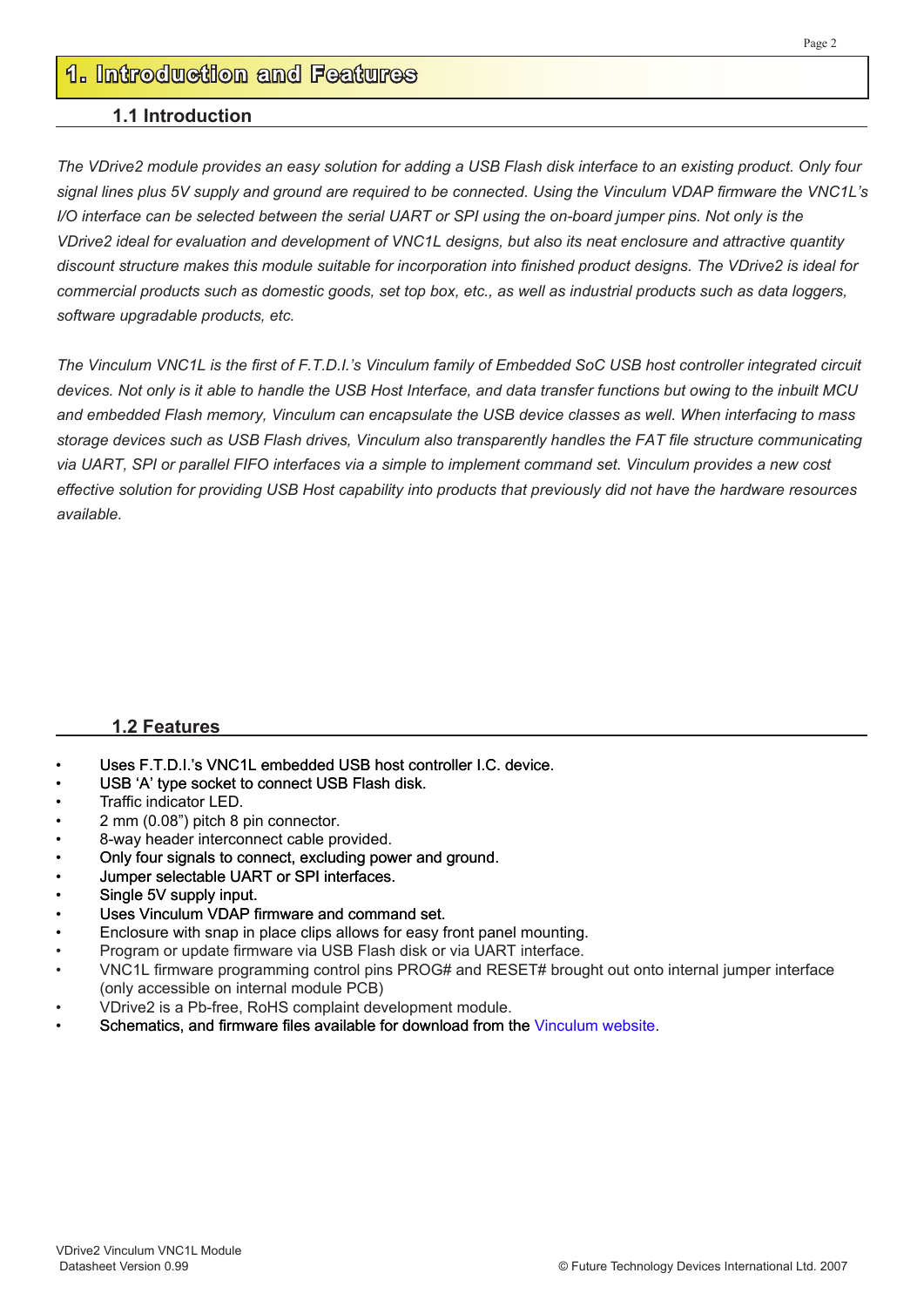# 1. Introduction and Features

## 1.1 Introduction

*The VDrive2 module provides an easy solution for adding a USB Flash disk interface to an existing product. Only four signal lines plus 5V supply and ground are required to be connected. Using the Vinculum VDAP firmware the VNC1L's I/O interface can be selected between the serial UART or SPI using the on-board jumper pins. Not only is the VDrive2 ideal for evaluation and development of VNC1L designs, but also its neat enclosure and attractive quantity discount structure makes this module suitable for incorporation into finished product designs. The VDrive2 is ideal for commercial products such as domestic goods, set top box, etc., as well as industrial products such as data loggers, software upgradable products, etc.*

*The Vinculum VNC1L is the first of F.T.D.I.'s Vinculum family of Embedded SoC USB host controller integrated circuit devices. Not only is it able to handle the USB Host Interface, and data transfer functions but owing to the inbuilt MCU and embedded Flash memory, Vinculum can encapsulate the USB device classes as well. When interfacing to mass storage devices such as USB Flash drives, Vinculum also transparently handles the FAT file structure communicating via UART, SPI or parallel FIFO interfaces via a simple to implement command set. Vinculum provides a new cost effective solution for providing USB Host capability into products that previously did not have the hardware resources available.*

## 1.2 Features

- Uses F.T.D.I.'s VNC1L embedded USB host controller I.C. device.
- USB 'A' type socket to connect USB Flash disk.
- Traffic indicator LED.
- 2 mm (0.08") pitch 8 pin connector.
- 8-way header interconnect cable provided.
- Only four signals to connect, excluding power and ground.
- Jumper selectable UART or SPI interfaces.
- Single 5V supply input.
- Uses Vinculum VDAP firmware and command set.
- Enclosure with snap in place clips allows for easy front panel mounting.
- Program or update firmware via USB Flash disk or via UART interface.
- VNC1L firmware programming control pins PROG# and RESET# brought out onto internal jumper interface (only accessible on internal module PCB)
- VDrive2 is a Pb-free, RoHS complaint development module.
- Schematics, and firmware files available for download from the Vinculum website.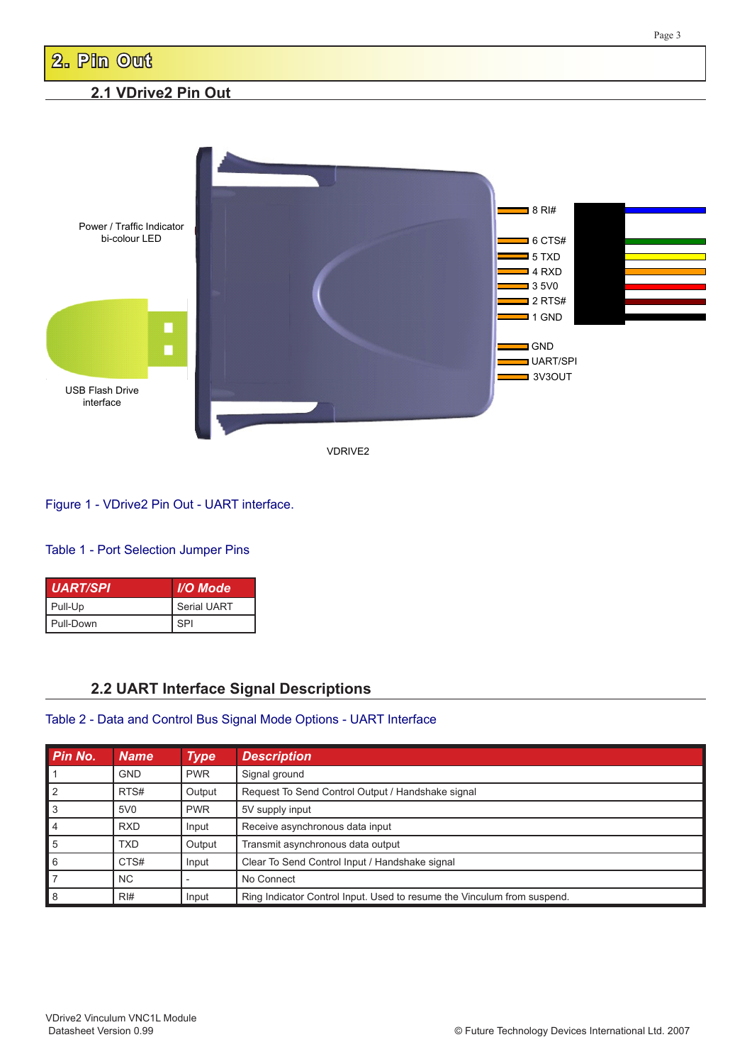# 2. Pin Out

## 2.1 VDrive2 Pin Out

Power / Traffic Indicator bi-colour LED

USB Flash Drive interface

8 RI#

6 CTS#

5 TXD

4 RXD

3 5V0

2 RTS#

1 GND

GND

UART/SPI

3V3OUT

VDRIVE2

Figure 1 - VDrive2 Pin Out - UART interface.

Table 1 - Port Selection Jumper Pins

| UART/SPI | I/O Mode |
|---|---|
| Pull-Up | Serial UART |
| Pull-Down | SPI |

## 2.2 UART Interface Signal Descriptions

Table 2 - Data and Control Bus Signal Mode Options - UART Interface

| Pin No. | Name | Type | Description |
|---|---|---|---|
| 1 | GND | PWR | Signal ground |
| 2 | RTS# | Output | Request To Send Control Output / Handshake signal |
| 3 | 5V0 | PWR | 5V supply input |
| 4 | RXD | Input | Receive asynchronous data input |
| 5 | TXD | Output | Transmit asynchronous data output |
| 6 | CTS# | Input | Clear To Send Control Input / Handshake signal |
| 7 | NC | - | No Connect |
| 8 | RI# | Input | Ring Indicator Control Input. Used to resume the Vinculum from suspend. |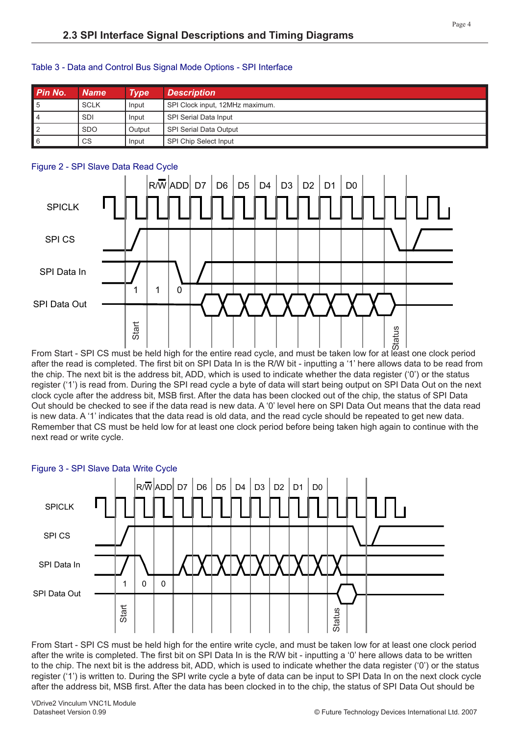## 2.3 SPI Interface Signal Descriptions and Timing Diagrams

Table 3 - Data and Control Bus Signal Mode Options - SPI Interface

| Pin No. | Name | Type | Description |
|---|---|---|---|
| 5 | SCLK | Input | SPI Clock input, 12MHz maximum. |
| 4 | SDI | Input | SPI Serial Data Input |
| 2 | SDO | Output | SPI Serial Data Output |
| 6 | CS | Input | SPI Chip Select Input |

Figure 2 - SPI Slave Data Read Cycle

From Start - SPI CS must be held high for the entire read cycle, and must be taken low for at least one clock period after the read is completed. The first bit on SPI Data In is the R/W bit - inputting a '1' here allows data to be read from the chip. The next bit is the address bit, ADD, which is used to indicate whether the data register ('0') or the status register ('1') is read from. During the SPI read cycle a byte of data will start being output on SPI Data Out on the next clock cycle after the address bit, MSB first. After the data has been clocked out of the chip, the status of SPI Data Out should be checked to see if the data read is new data. A '0' level here on SPI Data Out means that the data read is new data. A '1' indicates that the data read is old data, and the read cycle should be repeated to get new data. Remember that CS must be held low for at least one clock period before being taken high again to continue with the next read or write cycle.

Figure 3 - SPI Slave Data Write Cycle

From Start - SPI CS must be held high for the entire write cycle, and must be taken low for at least one clock period after the write is completed. The first bit on SPI Data In is the R/W bit - inputting a '0' here allows data to be written to the chip. The next bit is the address bit, ADD, which is used to indicate whether the data register ('0') or the status register ('1') is written to. During the SPI write cycle a byte of data can be input to SPI Data In on the next clock cycle after the address bit, MSB first. After the data has been clocked in to the chip, the status of SPI Data Out should be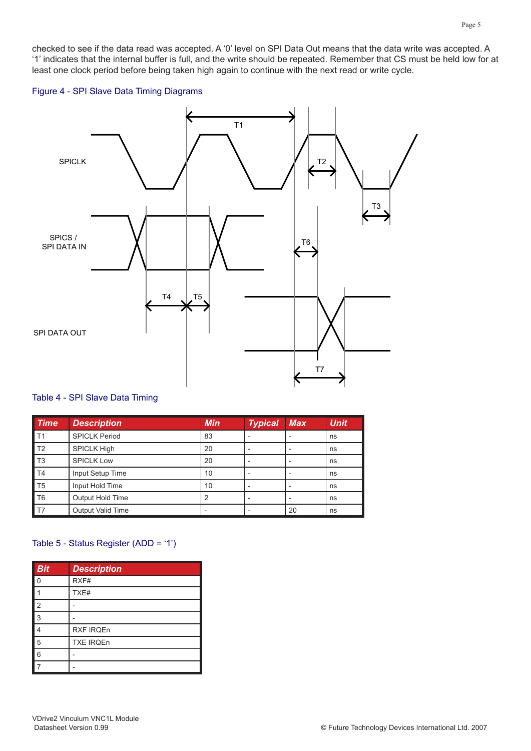checked to see if the data read was accepted. A '0' level on SPI Data Out means that the data write was accepted. A '1' indicates that the internal buffer is full, and the write should be repeated. Remember that CS must be held low for at least one clock period before being taken high again to continue with the next read or write cycle.

Figure 4 - SPI Slave Data Timing Diagrams

Table 4 - SPI Slave Data Timing

| Time | Description | Min | Typical | Max | Unit |
|---|---|---|---|---|---|
| T1 | SPICLK Period | 83 | - | - | ns |
| T2 | SPICLK High | 20 | - | - | ns |
| T3 | SPICLK Low | 20 | - | - | ns |
| T4 | Input Setup Time | 10 | - | - | ns |
| T5 | Input Hold Time | 10 | - | - | ns |
| T6 | Output Hold Time | 2 | - | - | ns |
| T7 | Output Valid Time | - | - | 20 | ns |

Table 5 - Status Register (ADD = '1')

| Bit | Description |
|---|---|
| 0 | RXF# |
| 1 | TXE# |
| 2 | - |
| 3 | - |
| 4 | RXF IRQEn |
| 5 | TXE IRQEn |
| 6 | - |
| 7 | - |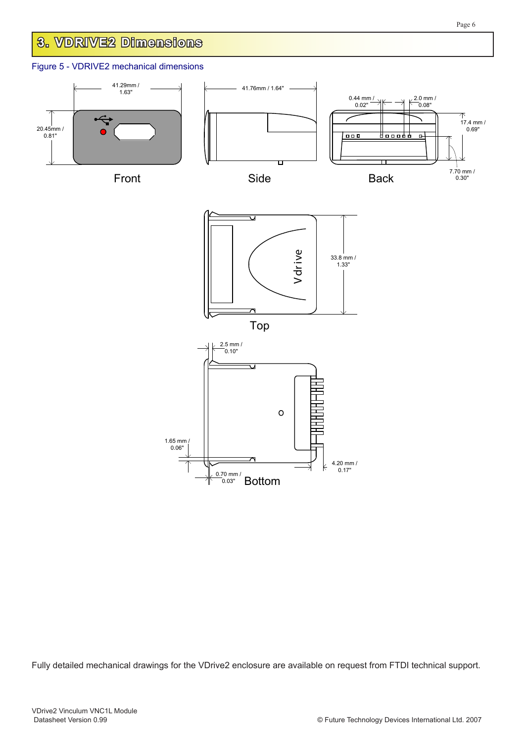# 3. VDRIVE2 Dimensions

Figure 5 - VDRIVE2 mechanical dimensions

Fully detailed mechanical drawings for the VDrive2 enclosure are available on request from FTDI technical support.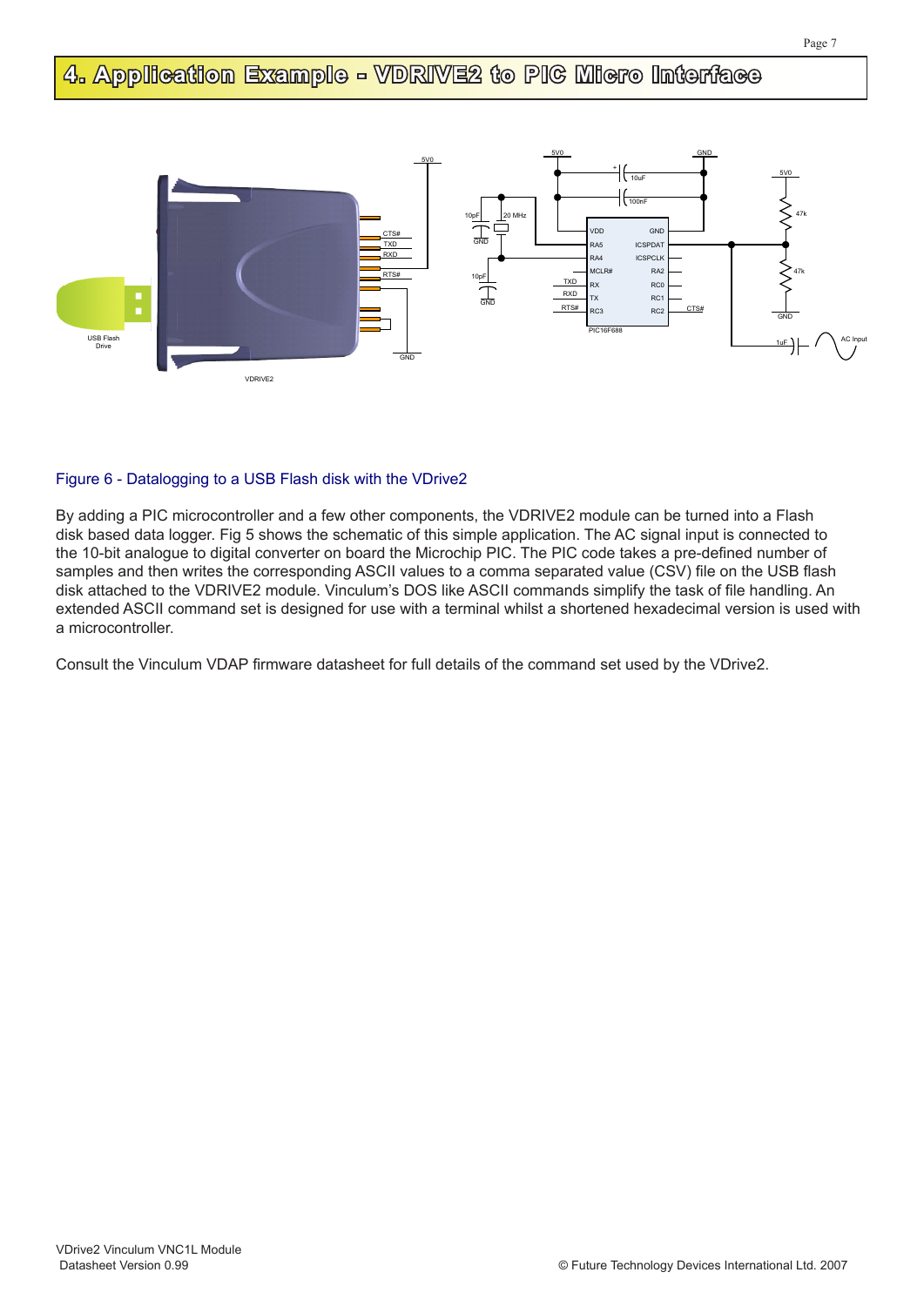## 4. Application Example - VDRIVE2 to PIC Micro Interface

Figure 6 - Datalogging to a USB Flash disk with the VDrive2

By adding a PIC microcontroller and a few other components, the VDRIVE2 module can be turned into a Flash disk based data logger. Fig 5 shows the schematic of this simple application. The AC signal input is connected to the 10-bit analogue to digital converter on board the Microchip PIC. The PIC code takes a pre-defined number of samples and then writes the corresponding ASCII values to a comma separated value (CSV) file on the USB flash disk attached to the VDRIVE2 module. Vinculum's DOS like ASCII commands simplify the task of file handling. An extended ASCII command set is designed for use with a terminal whilst a shortened hexadecimal version is used with a microcontroller.

Consult the Vinculum VDAP firmware datasheet for full details of the command set used by the VDrive2.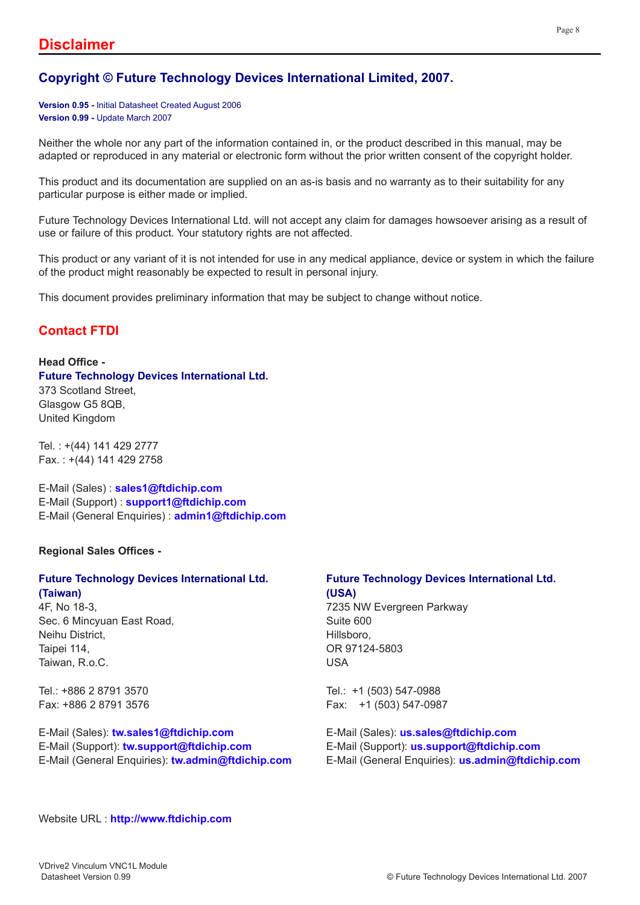# Disclaimer

## Copyright © Future Technology Devices International Limited, 2007.

**Version 0.95 -** Initial Datasheet Created August 2006
**Version 0.99 -** Update March 2007

Neither the whole nor any part of the information contained in, or the product described in this manual, may be adapted or reproduced in any material or electronic form without the prior written consent of the copyright holder.

This product and its documentation are supplied on an as-is basis and no warranty as to their suitability for any particular purpose is either made or implied.

Future Technology Devices International Ltd. will not accept any claim for damages howsoever arising as a result of use or failure of this product. Your statutory rights are not affected.

This product or any variant of it is not intended for use in any medical appliance, device or system in which the failure of the product might reasonably be expected to result in personal injury.

This document provides preliminary information that may be subject to change without notice.

# Contact FTDI

**Head Office -**

**Future Technology Devices International Ltd.**
373 Scotland Street,
Glasgow G5 8QB,
United Kingdom

Tel. : +(44) 141 429 2777
Fax. : +(44) 141 429 2758

E-Mail (Sales) : **sales1@ftdichip.com**
E-Mail (Support) : **support1@ftdichip.com**
E-Mail (General Enquiries) : **admin1@ftdichip.com**

**Regional Sales Offices -**

**Future Technology Devices International Ltd. (Taiwan)**
4F, No 18-3,
Sec. 6 Mincyuan East Road,
Neihu District,
Taipei 114,
Taiwan, R.o.C.

Tel.: +886 2 8791 3570
Fax: +886 2 8791 3576

E-Mail (Sales): **tw.sales1@ftdichip.com**
E-Mail (Support): **tw.support@ftdichip.com**
E-Mail (General Enquiries): **tw.admin@ftdichip.com**

**Future Technology Devices International Ltd. (USA)**
7235 NW Evergreen Parkway
Suite 600
Hillsboro,
OR 97124-5803
USA

Tel.: +1 (503) 547-0988
Fax: +1 (503) 547-0987

E-Mail (Sales): **us.sales@ftdichip.com**
E-Mail (Support): **us.support@ftdichip.com**
E-Mail (General Enquiries): **us.admin@ftdichip.com**

Website URL : **http://www.ftdichip.com**